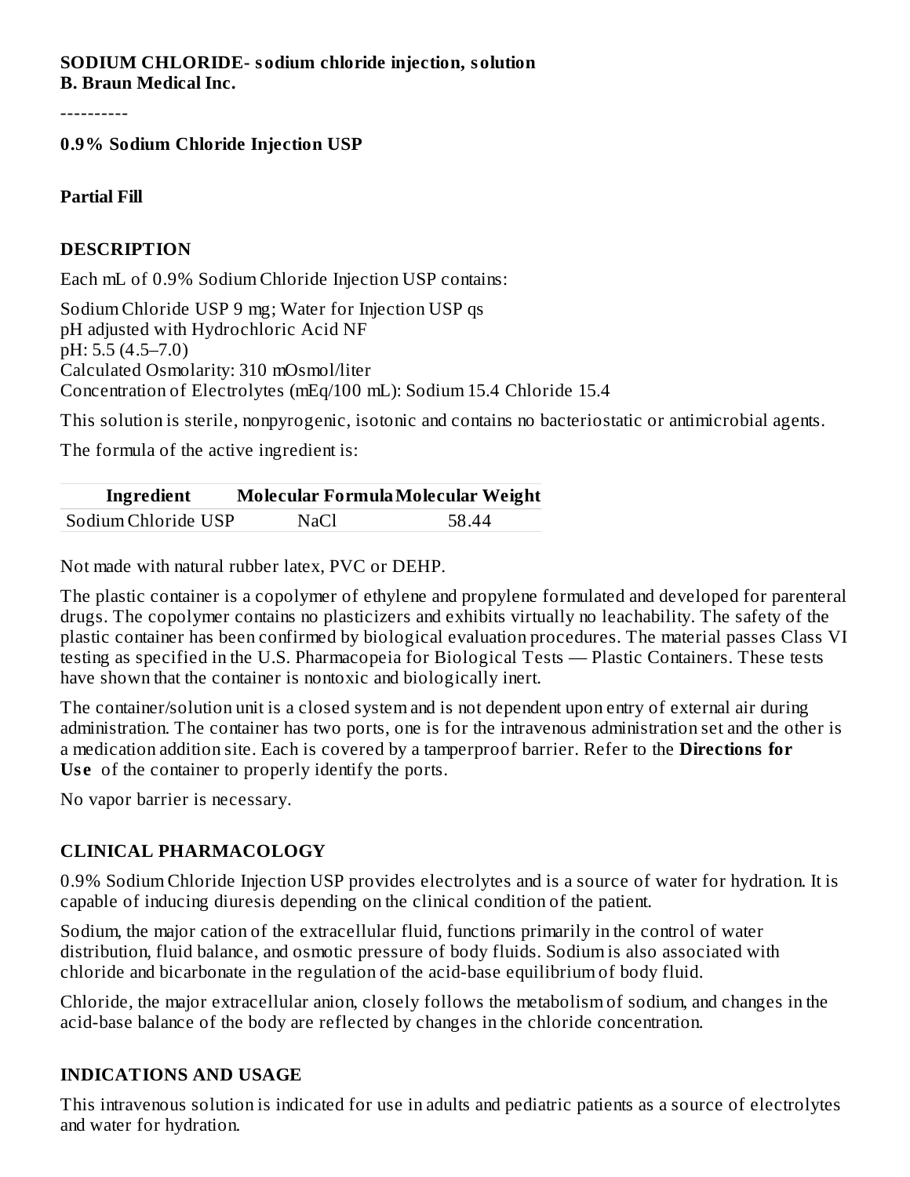**SODIUM CHLORIDE- sodium chloride injection, solution**
**B. Braun Medical Inc.**

----------

**0.9% Sodium Chloride Injection USP**

**Partial Fill**

## DESCRIPTION

Each mL of 0.9% Sodium Chloride Injection USP contains:

Sodium Chloride USP 9 mg; Water for Injection USP qs
pH adjusted with Hydrochloric Acid NF
pH: 5.5 (4.5–7.0)
Calculated Osmolarity: 310 mOsmol/liter
Concentration of Electrolytes (mEq/100 mL): Sodium 15.4 Chloride 15.4

This solution is sterile, nonpyrogenic, isotonic and contains no bacteriostatic or antimicrobial agents.

The formula of the active ingredient is:

| Ingredient | Molecular Formula | Molecular Weight |
|---|---|---|
| Sodium Chloride USP | NaCl | 58.44 |

Not made with natural rubber latex, PVC or DEHP.

The plastic container is a copolymer of ethylene and propylene formulated and developed for parenteral drugs. The copolymer contains no plasticizers and exhibits virtually no leachability. The safety of the plastic container has been confirmed by biological evaluation procedures. The material passes Class VI testing as specified in the U.S. Pharmacopeia for Biological Tests — Plastic Containers. These tests have shown that the container is nontoxic and biologically inert.

The container/solution unit is a closed system and is not dependent upon entry of external air during administration. The container has two ports, one is for the intravenous administration set and the other is a medication addition site. Each is covered by a tamperproof barrier. Refer to the **Directions for Use** of the container to properly identify the ports.

No vapor barrier is necessary.

## CLINICAL PHARMACOLOGY

0.9% Sodium Chloride Injection USP provides electrolytes and is a source of water for hydration. It is capable of inducing diuresis depending on the clinical condition of the patient.

Sodium, the major cation of the extracellular fluid, functions primarily in the control of water distribution, fluid balance, and osmotic pressure of body fluids. Sodium is also associated with chloride and bicarbonate in the regulation of the acid-base equilibrium of body fluid.

Chloride, the major extracellular anion, closely follows the metabolism of sodium, and changes in the acid-base balance of the body are reflected by changes in the chloride concentration.

## INDICATIONS AND USAGE

This intravenous solution is indicated for use in adults and pediatric patients as a source of electrolytes and water for hydration.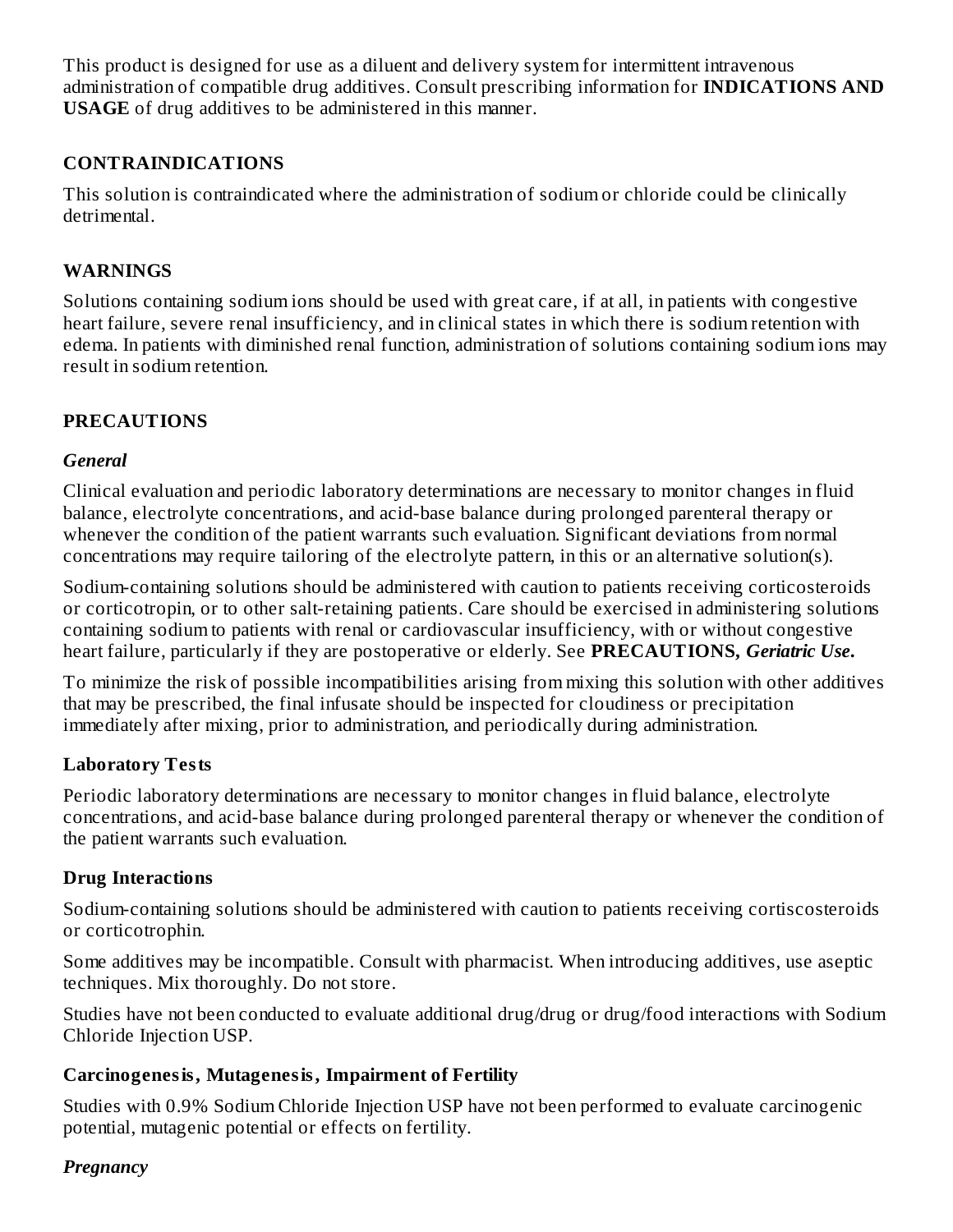This product is designed for use as a diluent and delivery system for intermittent intravenous administration of compatible drug additives. Consult prescribing information for **INDICATIONS AND USAGE** of drug additives to be administered in this manner.

## CONTRAINDICATIONS

This solution is contraindicated where the administration of sodium or chloride could be clinically detrimental.

## WARNINGS

Solutions containing sodium ions should be used with great care, if at all, in patients with congestive heart failure, severe renal insufficiency, and in clinical states in which there is sodium retention with edema. In patients with diminished renal function, administration of solutions containing sodium ions may result in sodium retention.

## PRECAUTIONS

### *General*

Clinical evaluation and periodic laboratory determinations are necessary to monitor changes in fluid balance, electrolyte concentrations, and acid-base balance during prolonged parenteral therapy or whenever the condition of the patient warrants such evaluation. Significant deviations from normal concentrations may require tailoring of the electrolyte pattern, in this or an alternative solution(s).

Sodium-containing solutions should be administered with caution to patients receiving corticosteroids or corticotropin, or to other salt-retaining patients. Care should be exercised in administering solutions containing sodium to patients with renal or cardiovascular insufficiency, with or without congestive heart failure, particularly if they are postoperative or elderly. See **PRECAUTIONS,** ***Geriatric Use*****.**

To minimize the risk of possible incompatibilities arising from mixing this solution with other additives that may be prescribed, the final infusate should be inspected for cloudiness or precipitation immediately after mixing, prior to administration, and periodically during administration.

### Laboratory Tests

Periodic laboratory determinations are necessary to monitor changes in fluid balance, electrolyte concentrations, and acid-base balance during prolonged parenteral therapy or whenever the condition of the patient warrants such evaluation.

### Drug Interactions

Sodium-containing solutions should be administered with caution to patients receiving cortiscosteroids or corticotrophin.

Some additives may be incompatible. Consult with pharmacist. When introducing additives, use aseptic techniques. Mix thoroughly. Do not store.

Studies have not been conducted to evaluate additional drug/drug or drug/food interactions with Sodium Chloride Injection USP.

### Carcinogenesis, Mutagenesis, Impairment of Fertility

Studies with 0.9% Sodium Chloride Injection USP have not been performed to evaluate carcinogenic potential, mutagenic potential or effects on fertility.

### *Pregnancy*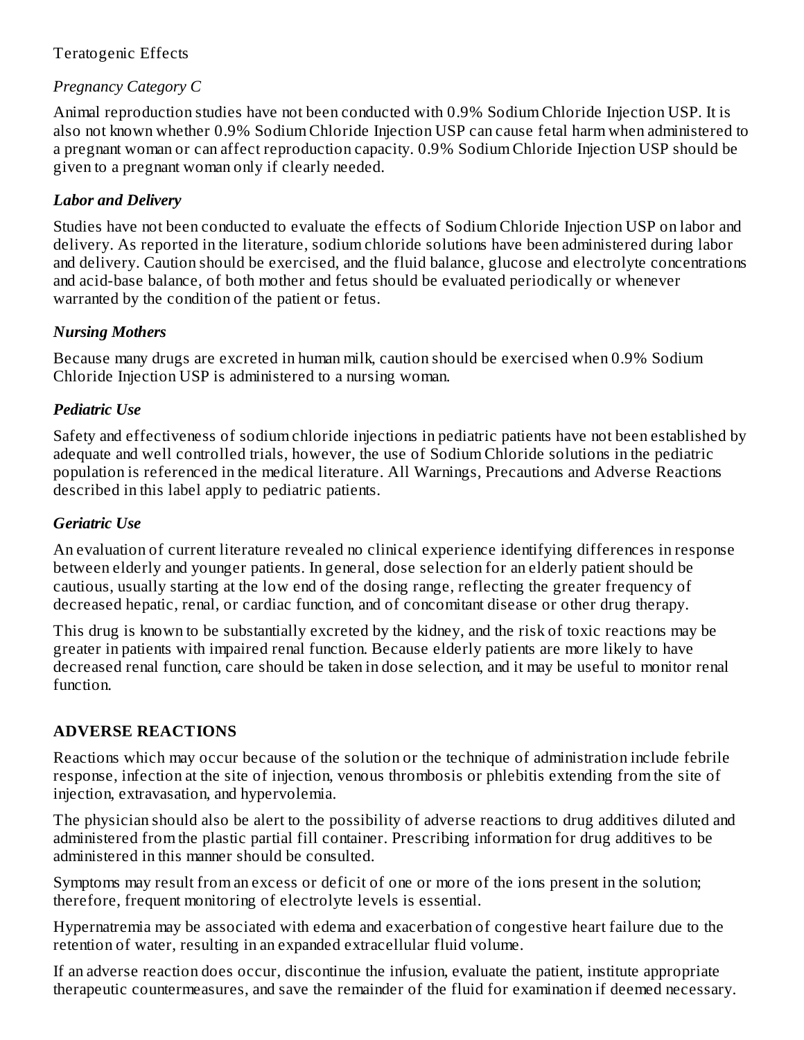Teratogenic Effects

*Pregnancy Category C*

Animal reproduction studies have not been conducted with 0.9% Sodium Chloride Injection USP. It is also not known whether 0.9% Sodium Chloride Injection USP can cause fetal harm when administered to a pregnant woman or can affect reproduction capacity. 0.9% Sodium Chloride Injection USP should be given to a pregnant woman only if clearly needed.

### *Labor and Delivery*

Studies have not been conducted to evaluate the effects of Sodium Chloride Injection USP on labor and delivery. As reported in the literature, sodium chloride solutions have been administered during labor and delivery. Caution should be exercised, and the fluid balance, glucose and electrolyte concentrations and acid-base balance, of both mother and fetus should be evaluated periodically or whenever warranted by the condition of the patient or fetus.

### *Nursing Mothers*

Because many drugs are excreted in human milk, caution should be exercised when 0.9% Sodium Chloride Injection USP is administered to a nursing woman.

### *Pediatric Use*

Safety and effectiveness of sodium chloride injections in pediatric patients have not been established by adequate and well controlled trials, however, the use of Sodium Chloride solutions in the pediatric population is referenced in the medical literature. All Warnings, Precautions and Adverse Reactions described in this label apply to pediatric patients.

### *Geriatric Use*

An evaluation of current literature revealed no clinical experience identifying differences in response between elderly and younger patients. In general, dose selection for an elderly patient should be cautious, usually starting at the low end of the dosing range, reflecting the greater frequency of decreased hepatic, renal, or cardiac function, and of concomitant disease or other drug therapy.

This drug is known to be substantially excreted by the kidney, and the risk of toxic reactions may be greater in patients with impaired renal function. Because elderly patients are more likely to have decreased renal function, care should be taken in dose selection, and it may be useful to monitor renal function.

## ADVERSE REACTIONS

Reactions which may occur because of the solution or the technique of administration include febrile response, infection at the site of injection, venous thrombosis or phlebitis extending from the site of injection, extravasation, and hypervolemia.

The physician should also be alert to the possibility of adverse reactions to drug additives diluted and administered from the plastic partial fill container. Prescribing information for drug additives to be administered in this manner should be consulted.

Symptoms may result from an excess or deficit of one or more of the ions present in the solution; therefore, frequent monitoring of electrolyte levels is essential.

Hypernatremia may be associated with edema and exacerbation of congestive heart failure due to the retention of water, resulting in an expanded extracellular fluid volume.

If an adverse reaction does occur, discontinue the infusion, evaluate the patient, institute appropriate therapeutic countermeasures, and save the remainder of the fluid for examination if deemed necessary.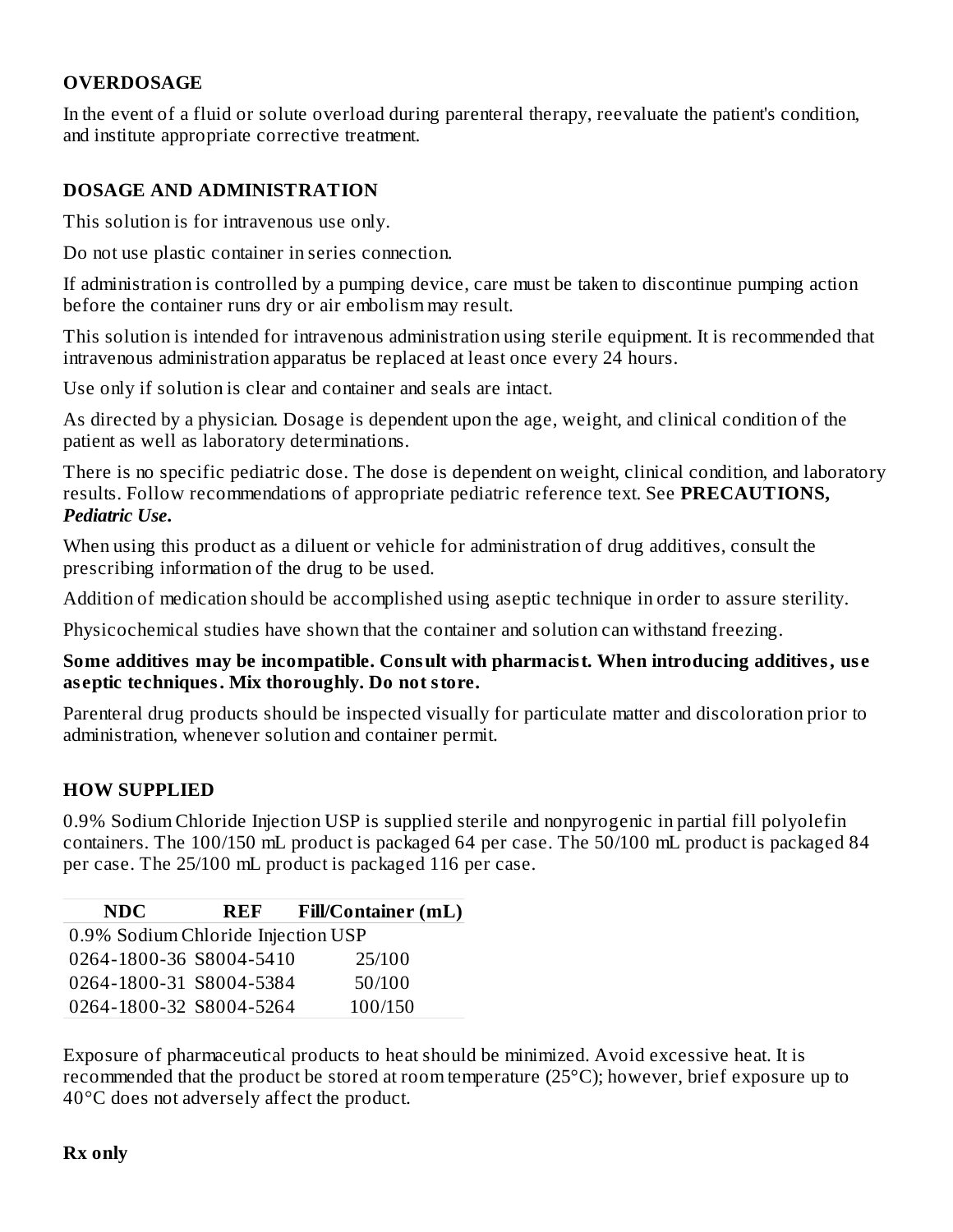## OVERDOSAGE

In the event of a fluid or solute overload during parenteral therapy, reevaluate the patient's condition, and institute appropriate corrective treatment.

## DOSAGE AND ADMINISTRATION

This solution is for intravenous use only.

Do not use plastic container in series connection.

If administration is controlled by a pumping device, care must be taken to discontinue pumping action before the container runs dry or air embolism may result.

This solution is intended for intravenous administration using sterile equipment. It is recommended that intravenous administration apparatus be replaced at least once every 24 hours.

Use only if solution is clear and container and seals are intact.

As directed by a physician. Dosage is dependent upon the age, weight, and clinical condition of the patient as well as laboratory determinations.

There is no specific pediatric dose. The dose is dependent on weight, clinical condition, and laboratory results. Follow recommendations of appropriate pediatric reference text. See **PRECAUTIONS, *Pediatric Use*.**

When using this product as a diluent or vehicle for administration of drug additives, consult the prescribing information of the drug to be used.

Addition of medication should be accomplished using aseptic technique in order to assure sterility.

Physicochemical studies have shown that the container and solution can withstand freezing.

**Some additives may be incompatible. Consult with pharmacist. When introducing additives, use aseptic techniques. Mix thoroughly. Do not store.**

Parenteral drug products should be inspected visually for particulate matter and discoloration prior to administration, whenever solution and container permit.

## HOW SUPPLIED

0.9% Sodium Chloride Injection USP is supplied sterile and nonpyrogenic in partial fill polyolefin containers. The 100/150 mL product is packaged 64 per case. The 50/100 mL product is packaged 84 per case. The 25/100 mL product is packaged 116 per case.

| NDC | REF | Fill/Container (mL) |
|---|---|---|
| 0.9% Sodium Chloride Injection USP | | |
| 0264-1800-36 | S8004-5410 | 25/100 |
| 0264-1800-31 | S8004-5384 | 50/100 |
| 0264-1800-32 | S8004-5264 | 100/150 |

Exposure of pharmaceutical products to heat should be minimized. Avoid excessive heat. It is recommended that the product be stored at room temperature (25°C); however, brief exposure up to 40°C does not adversely affect the product.

**Rx only**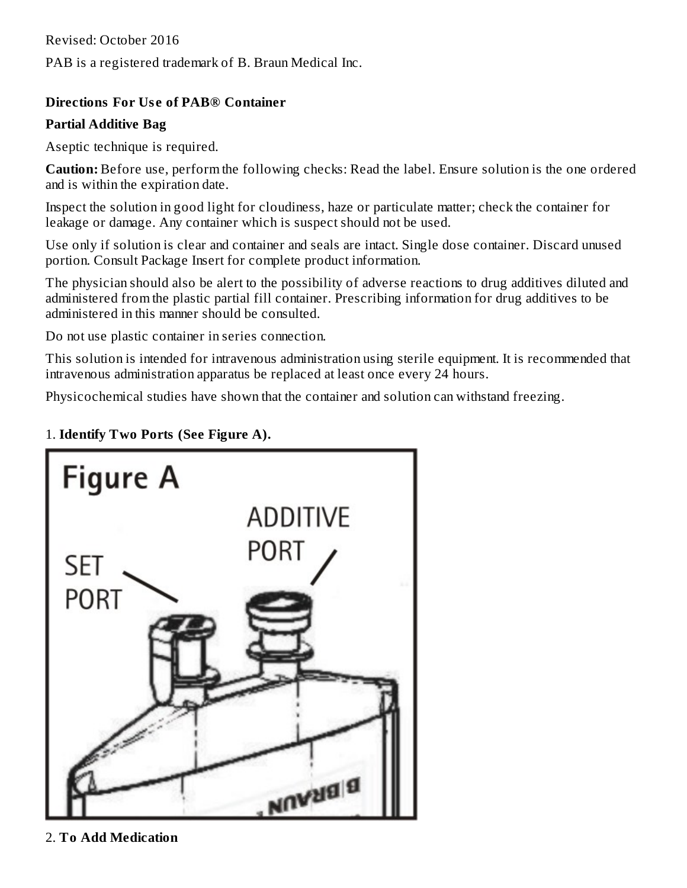Revised: October 2016

PAB is a registered trademark of B. Braun Medical Inc.

**Directions For Use of PAB® Container**

**Partial Additive Bag**

Aseptic technique is required.

**Caution:** Before use, perform the following checks: Read the label. Ensure solution is the one ordered and is within the expiration date.

Inspect the solution in good light for cloudiness, haze or particulate matter; check the container for leakage or damage. Any container which is suspect should not be used.

Use only if solution is clear and container and seals are intact. Single dose container. Discard unused portion. Consult Package Insert for complete product information.

The physician should also be alert to the possibility of adverse reactions to drug additives diluted and administered from the plastic partial fill container. Prescribing information for drug additives to be administered in this manner should be consulted.

Do not use plastic container in series connection.

This solution is intended for intravenous administration using sterile equipment. It is recommended that intravenous administration apparatus be replaced at least once every 24 hours.

Physicochemical studies have shown that the container and solution can withstand freezing.

1. **Identify Two Ports (See Figure A).**

Figure A

SET PORT

ADDITIVE PORT

2. **To Add Medication**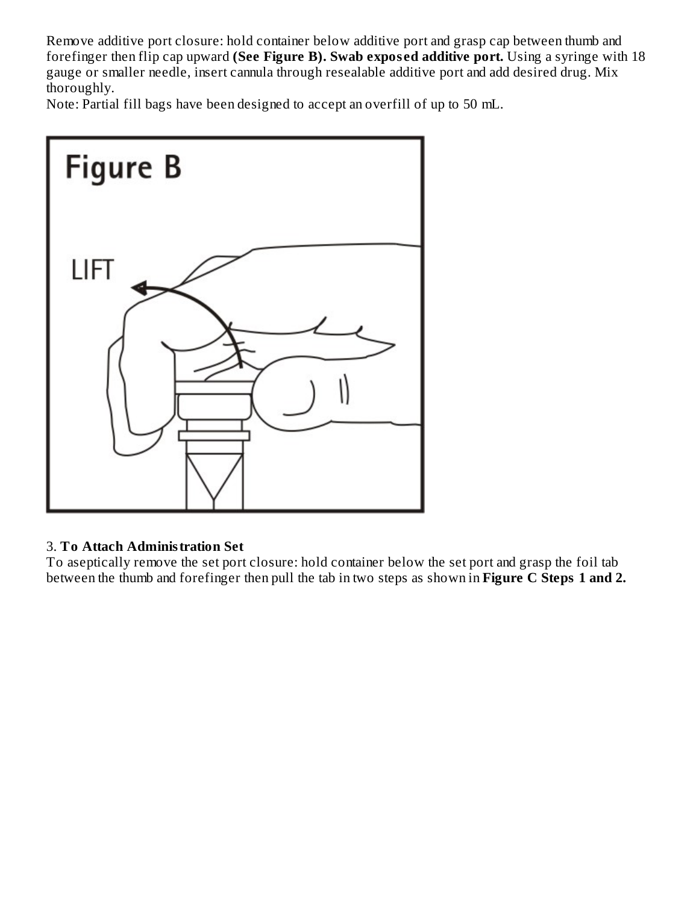Remove additive port closure: hold container below additive port and grasp cap between thumb and forefinger then flip cap upward **(See Figure B). Swab exposed additive port.** Using a syringe with 18 gauge or smaller needle, insert cannula through resealable additive port and add desired drug. Mix thoroughly.

Note: Partial fill bags have been designed to accept an overfill of up to 50 mL.

Figure B

LIFT

3. **To Attach Administration Set**

To aseptically remove the set port closure: hold container below the set port and grasp the foil tab between the thumb and forefinger then pull the tab in two steps as shown in **Figure C Steps 1 and 2.**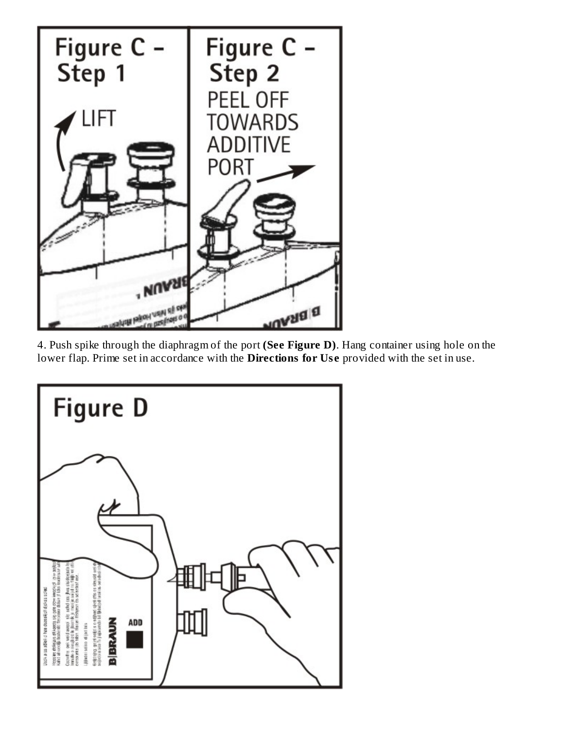Figure C - Step 1

LIFT

Figure C - Step 2

PEEL OFF TOWARDS ADDITIVE PORT

4. Push spike through the diaphragm of the port **(See Figure D)**. Hang container using hole on the lower flap. Prime set in accordance with the **Directions for Use** provided with the set in use.

Figure D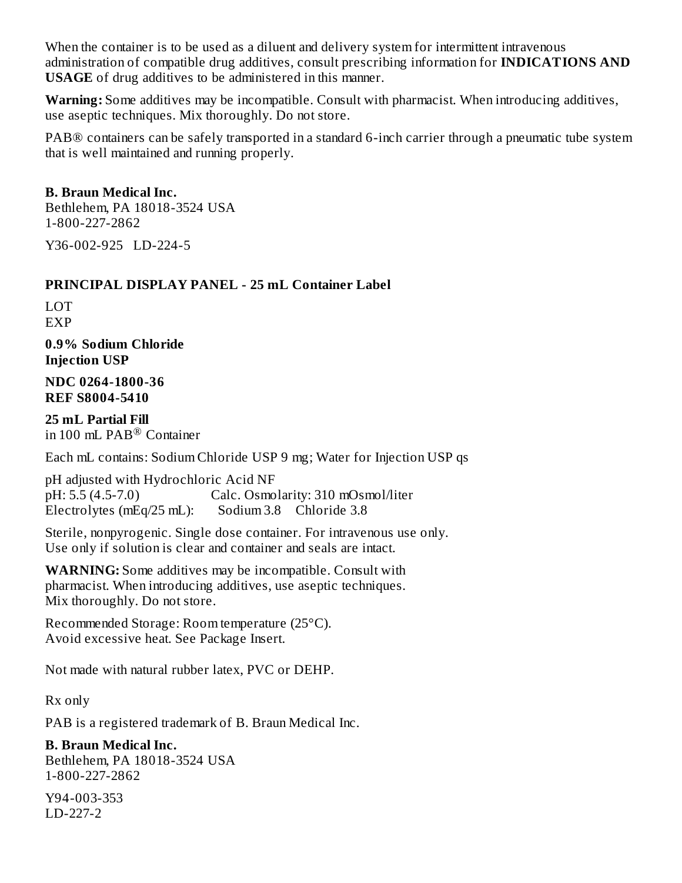When the container is to be used as a diluent and delivery system for intermittent intravenous administration of compatible drug additives, consult prescribing information for **INDICATIONS AND USAGE** of drug additives to be administered in this manner.

**Warning:** Some additives may be incompatible. Consult with pharmacist. When introducing additives, use aseptic techniques. Mix thoroughly. Do not store.

PAB® containers can be safely transported in a standard 6-inch carrier through a pneumatic tube system that is well maintained and running properly.

**B. Braun Medical Inc.**
Bethlehem, PA 18018-3524 USA
1-800-227-2862

Y36-002-925 LD-224-5

**PRINCIPAL DISPLAY PANEL - 25 mL Container Label**

LOT
EXP

**0.9% Sodium Chloride Injection USP**

**NDC 0264-1800-36**
**REF S8004-5410**

**25 mL Partial Fill**
in 100 mL PAB® Container

Each mL contains: Sodium Chloride USP 9 mg; Water for Injection USP qs

pH adjusted with Hydrochloric Acid NF
pH: 5.5 (4.5-7.0) Calc. Osmolarity: 310 mOsmol/liter
Electrolytes (mEq/25 mL): Sodium 3.8 Chloride 3.8

Sterile, nonpyrogenic. Single dose container. For intravenous use only.
Use only if solution is clear and container and seals are intact.

**WARNING:** Some additives may be incompatible. Consult with pharmacist. When introducing additives, use aseptic techniques. Mix thoroughly. Do not store.

Recommended Storage: Room temperature (25°C).
Avoid excessive heat. See Package Insert.

Not made with natural rubber latex, PVC or DEHP.

Rx only

PAB is a registered trademark of B. Braun Medical Inc.

**B. Braun Medical Inc.**
Bethlehem, PA 18018-3524 USA
1-800-227-2862

Y94-003-353
LD-227-2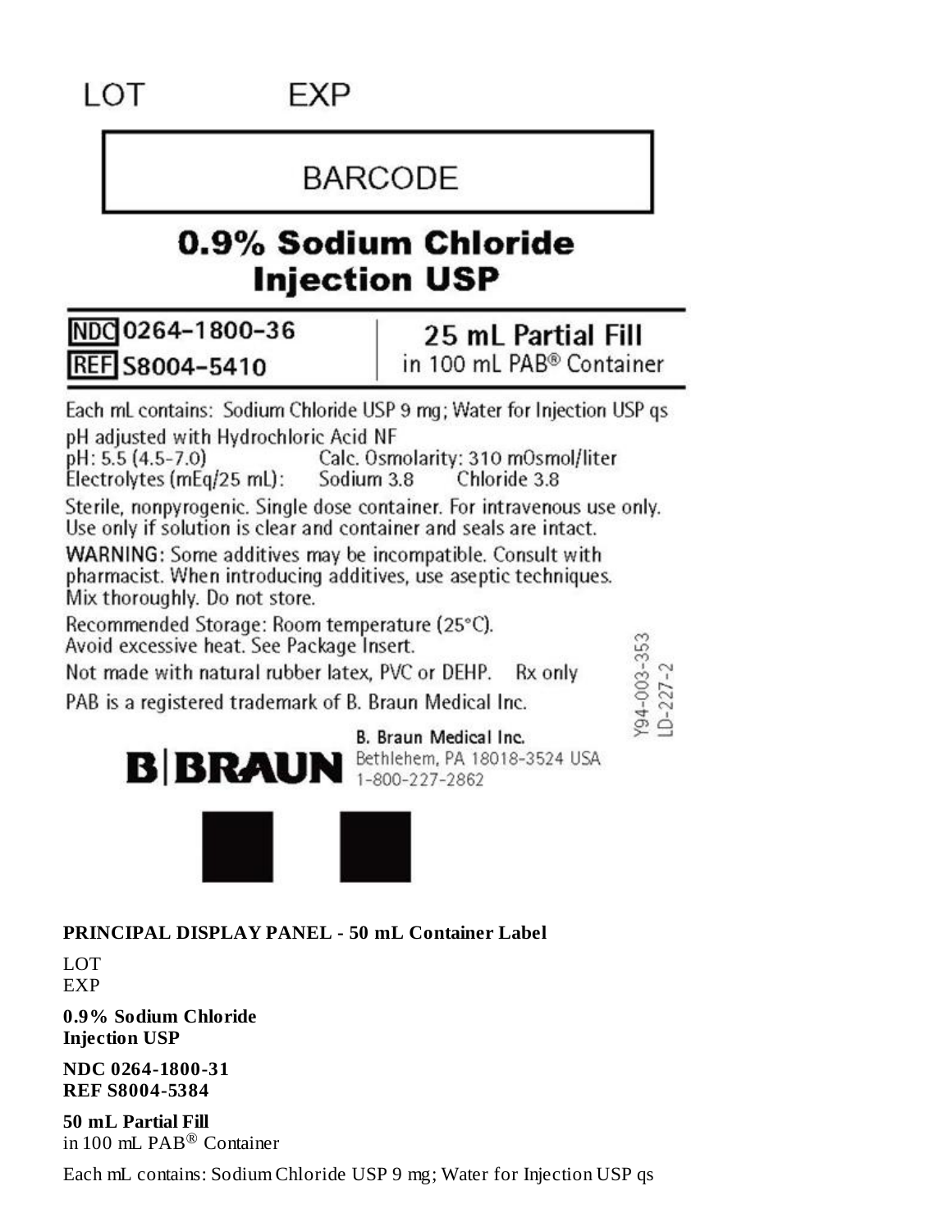LOT EXP

BARCODE

**0.9% Sodium Chloride Injection USP**

NDC 0264-1800-36
REF S8004-5410

**25 mL Partial Fill**
in 100 mL PAB® Container

Each mL contains: Sodium Chloride USP 9 mg; Water for Injection USP qs
pH adjusted with Hydrochloric Acid NF
pH: 5.5 (4.5-7.0) Calc. Osmolarity: 310 mOsmol/liter
Electrolytes (mEq/25 mL): Sodium 3.8 Chloride 3.8

Sterile, nonpyrogenic. Single dose container. For intravenous use only. Use only if solution is clear and container and seals are intact.

WARNING: Some additives may be incompatible. Consult with pharmacist. When introducing additives, use aseptic techniques. Mix thoroughly. Do not store.

Recommended Storage: Room temperature (25°C).
Avoid excessive heat. See Package Insert.

Not made with natural rubber latex, PVC or DEHP. Rx only

PAB is a registered trademark of B. Braun Medical Inc.

Y94-003-353
LD-227-2

B|BRAUN B. Braun Medical Inc.
Bethlehem, PA 18018-3524 USA
1-800-227-2862

**PRINCIPAL DISPLAY PANEL - 50 mL Container Label**

LOT
EXP

**0.9% Sodium Chloride**
**Injection USP**

**NDC 0264-1800-31**
**REF S8004-5384**

**50 mL Partial Fill**
in 100 mL PAB® Container

Each mL contains: Sodium Chloride USP 9 mg; Water for Injection USP qs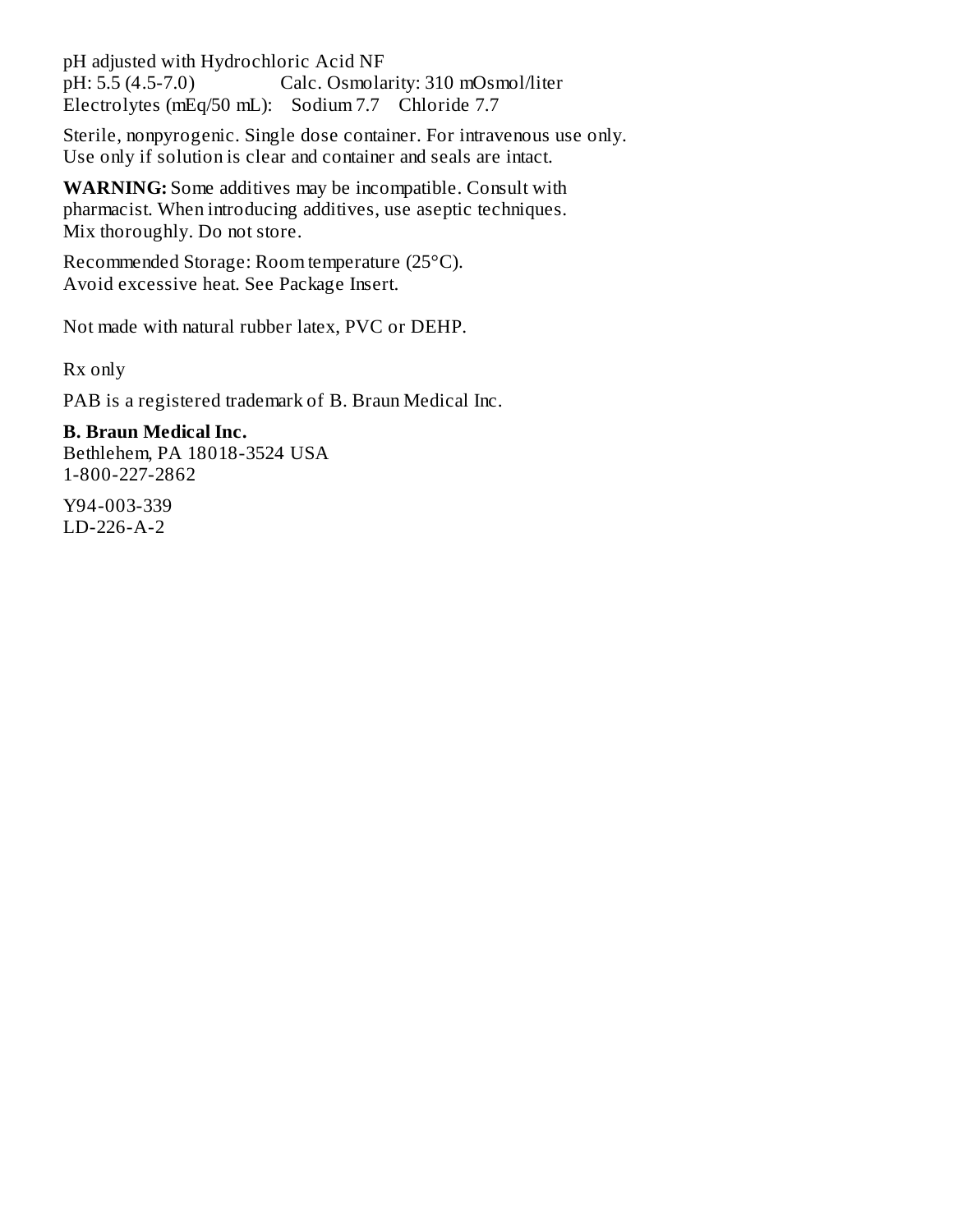pH adjusted with Hydrochloric Acid NF
pH: 5.5 (4.5-7.0)  Calc. Osmolarity: 310 mOsmol/liter
Electrolytes (mEq/50 mL): Sodium 7.7 Chloride 7.7

Sterile, nonpyrogenic. Single dose container. For intravenous use only.
Use only if solution is clear and container and seals are intact.

**WARNING:** Some additives may be incompatible. Consult with pharmacist. When introducing additives, use aseptic techniques. Mix thoroughly. Do not store.

Recommended Storage: Room temperature (25°C).
Avoid excessive heat. See Package Insert.

Not made with natural rubber latex, PVC or DEHP.

Rx only

PAB is a registered trademark of B. Braun Medical Inc.

**B. Braun Medical Inc.**
Bethlehem, PA 18018-3524 USA
1-800-227-2862

Y94-003-339
LD-226-A-2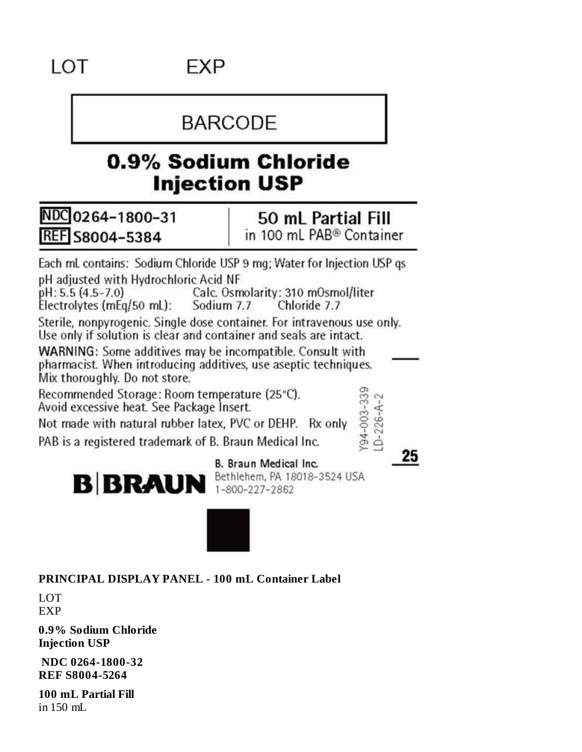LOT EXP

BARCODE

**0.9% Sodium Chloride Injection USP**

NDC 0264-1800-31
REF S8004-5384

**50 mL Partial Fill**
in 100 mL PAB® Container

Each mL contains: Sodium Chloride USP 9 mg; Water for Injection USP qs
pH adjusted with Hydrochloric Acid NF
pH: 5.5 (4.5-7.0) Calc. Osmolarity: 310 mOsmol/liter
Electrolytes (mEq/50 mL): Sodium 7.7 Chloride 7.7

Sterile, nonpyrogenic. Single dose container. For intravenous use only. Use only if solution is clear and container and seals are intact.

WARNING: Some additives may be incompatible. Consult with pharmacist. When introducing additives, use aseptic techniques. Mix thoroughly. Do not store.

Recommended Storage: Room temperature (25°C). Avoid excessive heat. See Package Insert.

Not made with natural rubber latex, PVC or DEHP. Rx only

PAB is a registered trademark of B. Braun Medical Inc.

Y94-003-339
LD-226-A-2

25

B. Braun Medical Inc.
Bethlehem, PA 18018-3524 USA
1-800-227-2862

B|BRAUN

**PRINCIPAL DISPLAY PANEL - 100 mL Container Label**

LOT
EXP

**0.9% Sodium Chloride Injection USP**

**NDC 0264-1800-32**
**REF S8004-5264**

**100 mL Partial Fill**
in 150 mL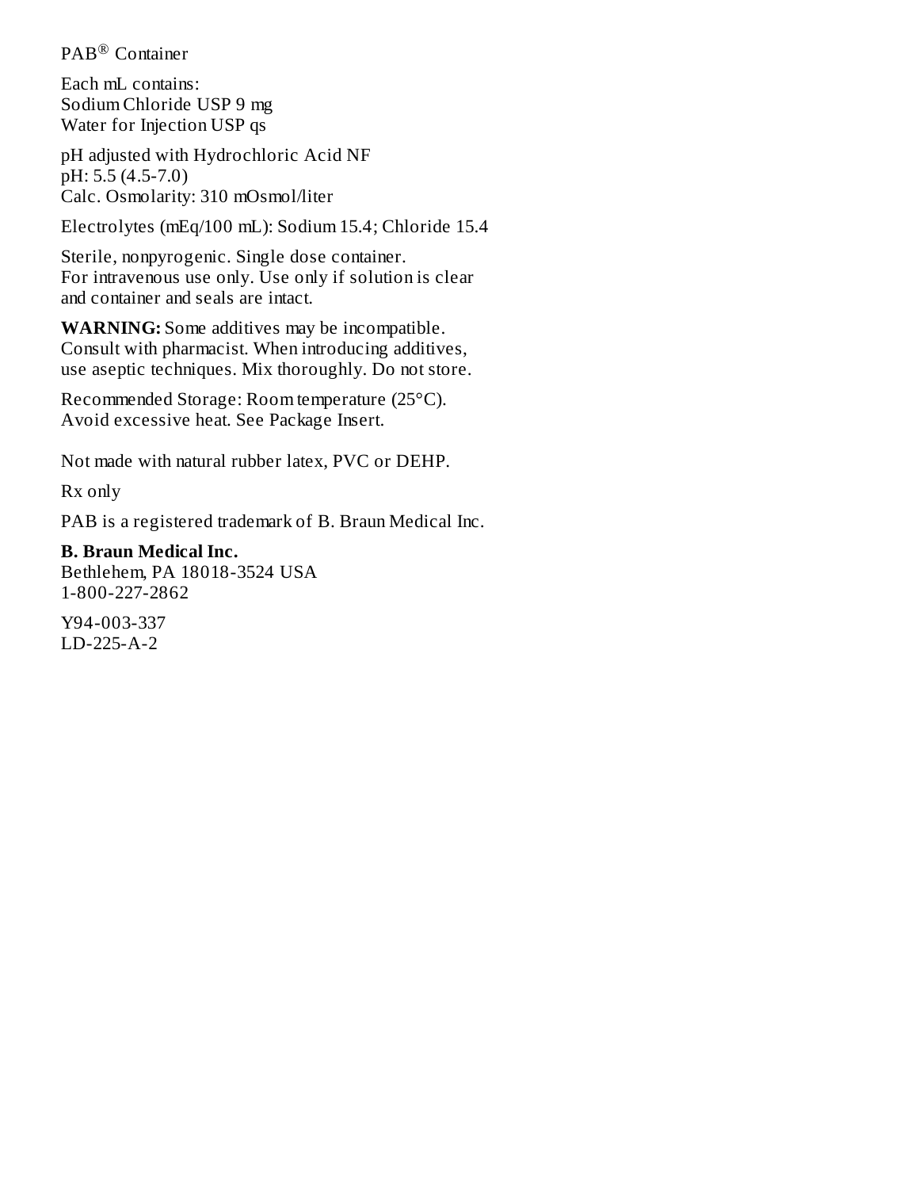PAB® Container

Each mL contains:
Sodium Chloride USP 9 mg
Water for Injection USP qs

pH adjusted with Hydrochloric Acid NF
pH: 5.5 (4.5-7.0)
Calc. Osmolarity: 310 mOsmol/liter

Electrolytes (mEq/100 mL): Sodium 15.4; Chloride 15.4

Sterile, nonpyrogenic. Single dose container.
For intravenous use only. Use only if solution is clear and container and seals are intact.

**WARNING:** Some additives may be incompatible. Consult with pharmacist. When introducing additives, use aseptic techniques. Mix thoroughly. Do not store.

Recommended Storage: Room temperature (25°C).
Avoid excessive heat. See Package Insert.

Not made with natural rubber latex, PVC or DEHP.

Rx only

PAB is a registered trademark of B. Braun Medical Inc.

**B. Braun Medical Inc.**
Bethlehem, PA 18018-3524 USA
1-800-227-2862

Y94-003-337
LD-225-A-2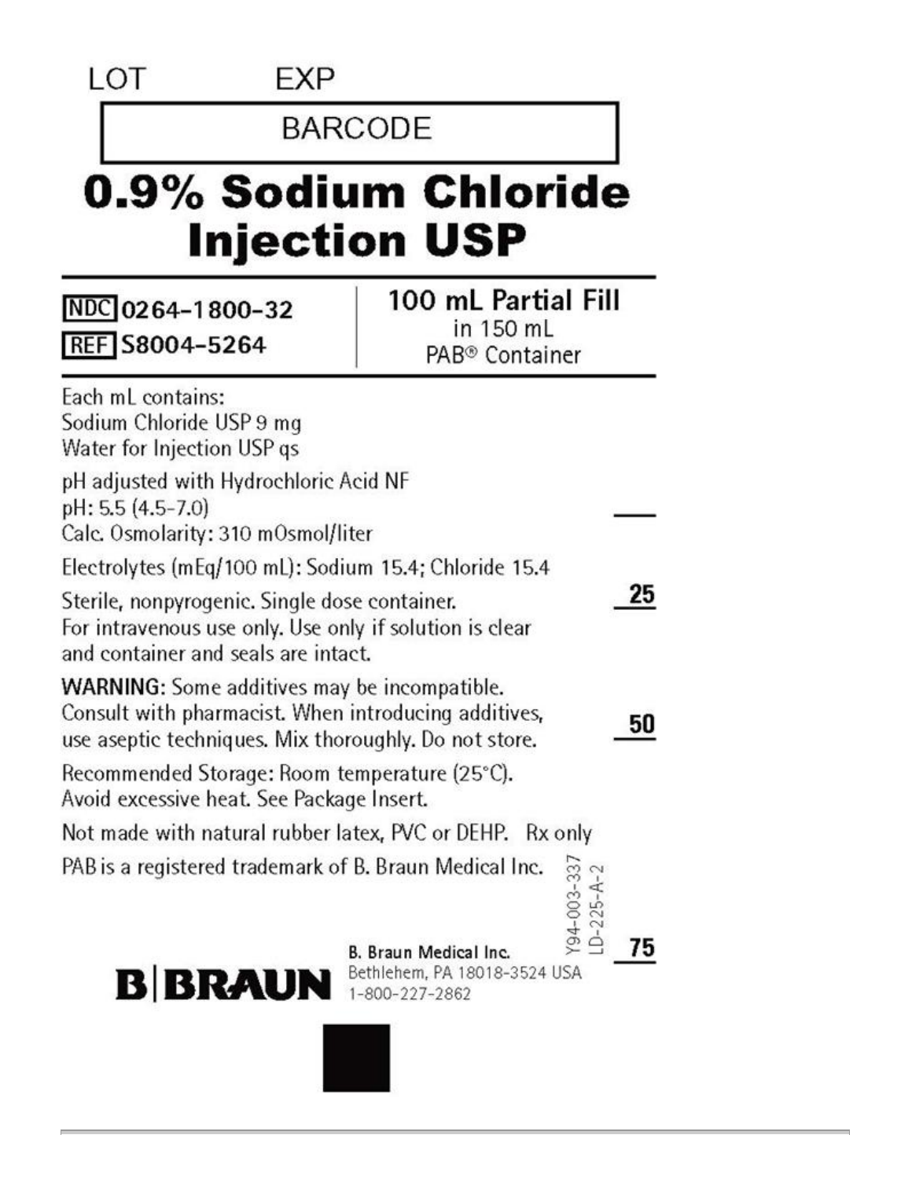LOT EXP

BARCODE

# 0.9% Sodium Chloride Injection USP

NDC 0264-1800-32

REF S8004-5264

**100 mL Partial Fill**
in 150 mL
PAB® Container

Each mL contains:
Sodium Chloride USP 9 mg
Water for Injection USP qs

pH adjusted with Hydrochloric Acid NF
pH: 5.5 (4.5-7.0)
Calc. Osmolarity: 310 mOsmol/liter

Electrolytes (mEq/100 mL): Sodium 15.4; Chloride 15.4

Sterile, nonpyrogenic. Single dose container.
For intravenous use only. Use only if solution is clear and container and seals are intact.

**WARNING**: Some additives may be incompatible. Consult with pharmacist. When introducing additives, use aseptic techniques. Mix thoroughly. Do not store.

Recommended Storage: Room temperature (25°C). Avoid excessive heat. See Package Insert.

Not made with natural rubber latex, PVC or DEHP. Rx only

PAB is a registered trademark of B. Braun Medical Inc.

Y94-003-337
LD-225-A-2

25

50

75

**B|BRAUN**

**B. Braun Medical Inc.**
Bethlehem, PA 18018-3524 USA
1-800-227-2862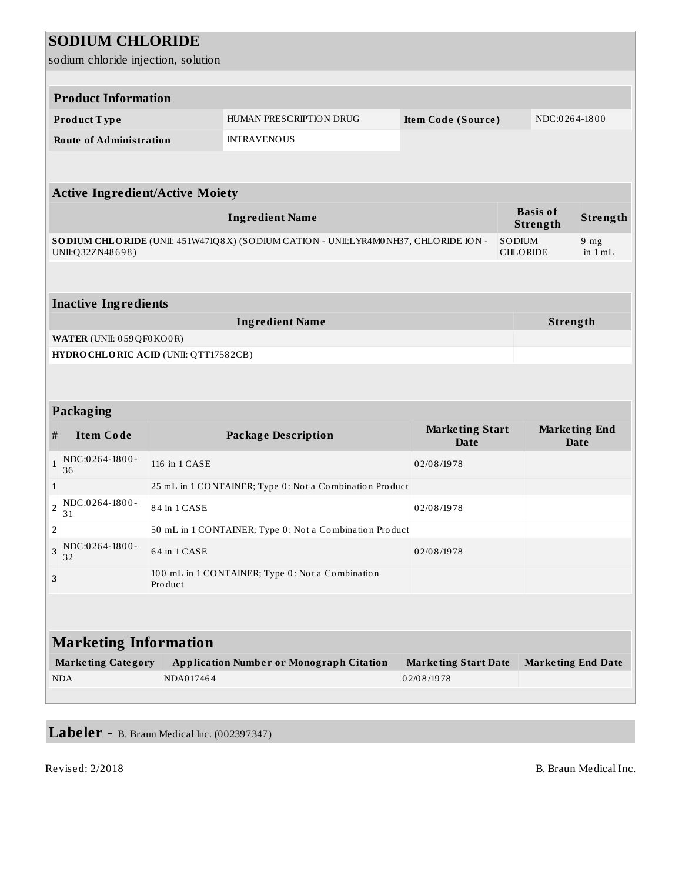# SODIUM CHLORIDE

sodium chloride injection, solution

## Product Information

| | | | |
|---|---|---|---|
| **Product Type** | HUMAN PRESCRIPTION DRUG | **Item Code (Source)** | NDC:0264-1800 |
| **Route of Administration** | INTRAVENOUS | | |

## Active Ingredient/Active Moiety

| Ingredient Name | Basis of Strength | Strength |
|---|---|---|
| **SODIUM CHLORIDE** (UNII: 451W47IQ8X) (SODIUM CATION - UNII:LYR4M0NH37, CHLORIDE ION - UNII:Q32ZN48698) | SODIUM CHLORIDE | 9 mg in 1 mL |

## Inactive Ingredients

| Ingredient Name | Strength |
|---|---|
| **WATER** (UNII: 059QF0KO0R) | |
| **HYDROCHLORIC ACID** (UNII: QTT17582CB) | |

## Packaging

| # | Item Code | Package Description | Marketing Start Date | Marketing End Date |
|---|---|---|---|---|
| 1 | NDC:0264-1800-36 | 116 in 1 CASE | 02/08/1978 | |
| 1 | | 25 mL in 1 CONTAINER; Type 0: Not a Combination Product | | |
| 2 | NDC:0264-1800-31 | 84 in 1 CASE | 02/08/1978 | |
| 2 | | 50 mL in 1 CONTAINER; Type 0: Not a Combination Product | | |
| 3 | NDC:0264-1800-32 | 64 in 1 CASE | 02/08/1978 | |
| 3 | | 100 mL in 1 CONTAINER; Type 0: Not a Combination Product | | |

## Marketing Information

| Marketing Category | Application Number or Monograph Citation | Marketing Start Date | Marketing End Date |
|---|---|---|---|
| NDA | NDA017464 | 02/08/1978 | |

## Labeler - B. Braun Medical Inc. (002397347)

Revised: 2/2018

B. Braun Medical Inc.